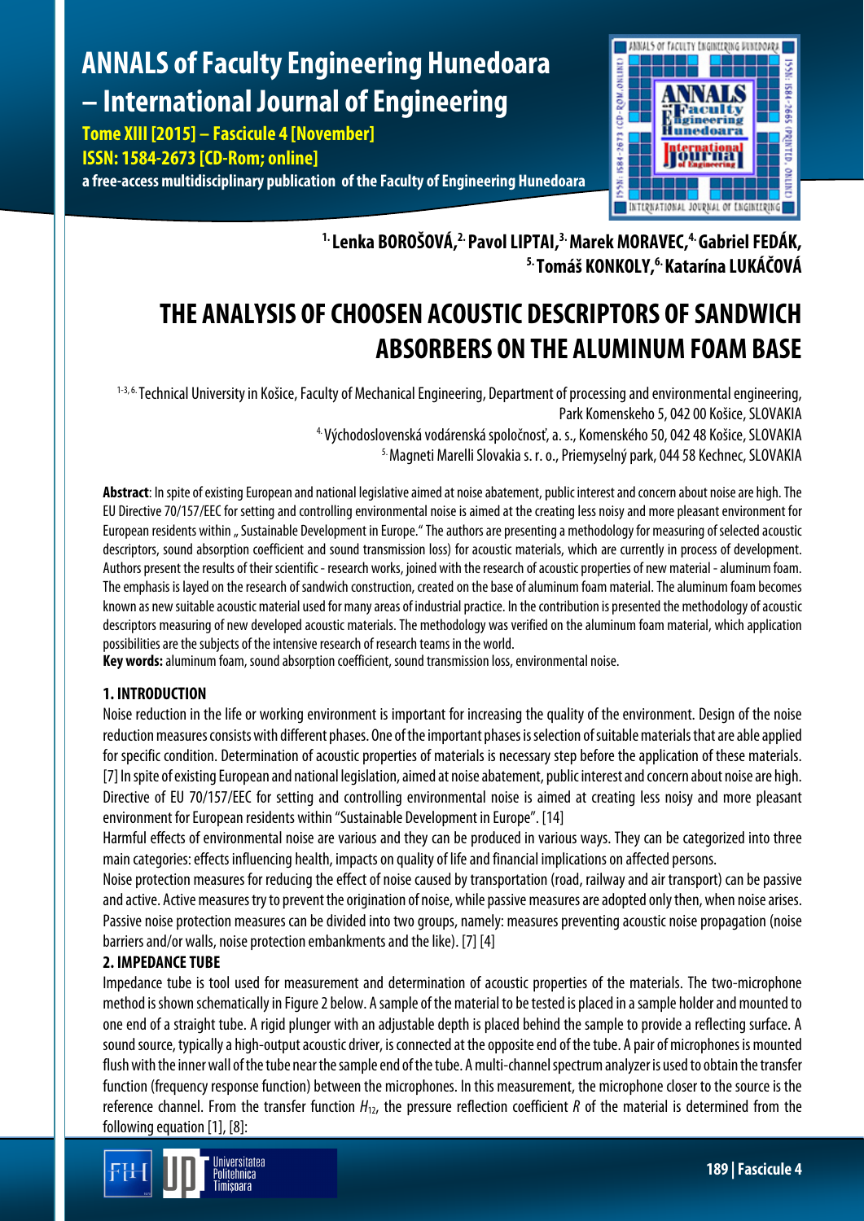# THE ANALYSIS OF CHOOSEN ACOUSTIC DESCRIPTORS OF SANDWICH ABSORBERS ON THE ALUMINUM FOAM BASE

**1. Lenka BOROŠOVÁ, 2. Pavol LIPTAI, 3. Marek MORAVEC, 4. Gabriel FEDÁK, 5. Tomáš KONKOLY, 6. Katarína LUKÁČOVÁ**

1-3, 6. Technical University in Košice, Faculty of Mechanical Engineering, Department of processing and environmental engineering, Park Komenskeho 5, 042 00 Košice, SLOVAKIA

4. Východoslovenská vodárenská spoločnosť, a. s., Komenského 50, 042 48 Košice, SLOVAKIA

5. Magneti Marelli Slovakia s. r. o., Priemyselný park, 044 58 Kechnec, SLOVAKIA

**Abstract**: In spite of existing European and national legislative aimed at noise abatement, public interest and concern about noise are high. The EU Directive 70/157/EEC for setting and controlling environmental noise is aimed at the creating less noisy and more pleasant environment for European residents within „ Sustainable Development in Europe." The authors are presenting a methodology for measuring of selected acoustic descriptors, sound absorption coefficient and sound transmission loss) for acoustic materials, which are currently in process of development. Authors present the results of their scientific - research works, joined with the research of acoustic properties of new material - aluminum foam. The emphasis is layed on the research of sandwich construction, created on the base of aluminum foam material. The aluminum foam becomes known as new suitable acoustic material used for many areas of industrial practice. In the contribution is presented the methodology of acoustic descriptors measuring of new developed acoustic materials. The methodology was verified on the aluminum foam material, which application possibilities are the subjects of the intensive research of research teams in the world.

**Key words:** aluminum foam, sound absorption coefficient, sound transmission loss, environmental noise.

## 1. INTRODUCTION

Noise reduction in the life or working environment is important for increasing the quality of the environment. Design of the noise reduction measures consists with different phases. One of the important phases is selection of suitable materials that are able applied for specific condition. Determination of acoustic properties of materials is necessary step before the application of these materials. [7] In spite of existing European and national legislation, aimed at noise abatement, public interest and concern about noise are high. Directive of EU 70/157/EEC for setting and controlling environmental noise is aimed at creating less noisy and more pleasant environment for European residents within "Sustainable Development in Europe". [14]

Harmful effects of environmental noise are various and they can be produced in various ways. They can be categorized into three main categories: effects influencing health, impacts on quality of life and financial implications on affected persons.

Noise protection measures for reducing the effect of noise caused by transportation (road, railway and air transport) can be passive and active. Active measures try to prevent the origination of noise, while passive measures are adopted only then, when noise arises. Passive noise protection measures can be divided into two groups, namely: measures preventing acoustic noise propagation (noise barriers and/or walls, noise protection embankments and the like). [7] [4]

## 2. IMPEDANCE TUBE

Impedance tube is tool used for measurement and determination of acoustic properties of the materials. The two-microphone method is shown schematically in Figure 2 below. A sample of the material to be tested is placed in a sample holder and mounted to one end of a straight tube. A rigid plunger with an adjustable depth is placed behind the sample to provide a reflecting surface. A sound source, typically a high-output acoustic driver, is connected at the opposite end of the tube. A pair of microphones is mounted flush with the inner wall of the tube near the sample end of the tube. A multi-channel spectrum analyzer is used to obtain the transfer function (frequency response function) between the microphones. In this measurement, the microphone closer to the source is the reference channel. From the transfer function $H_{12}$, the pressure reflection coefficient $R$ of the material is determined from the following equation [1], [8]: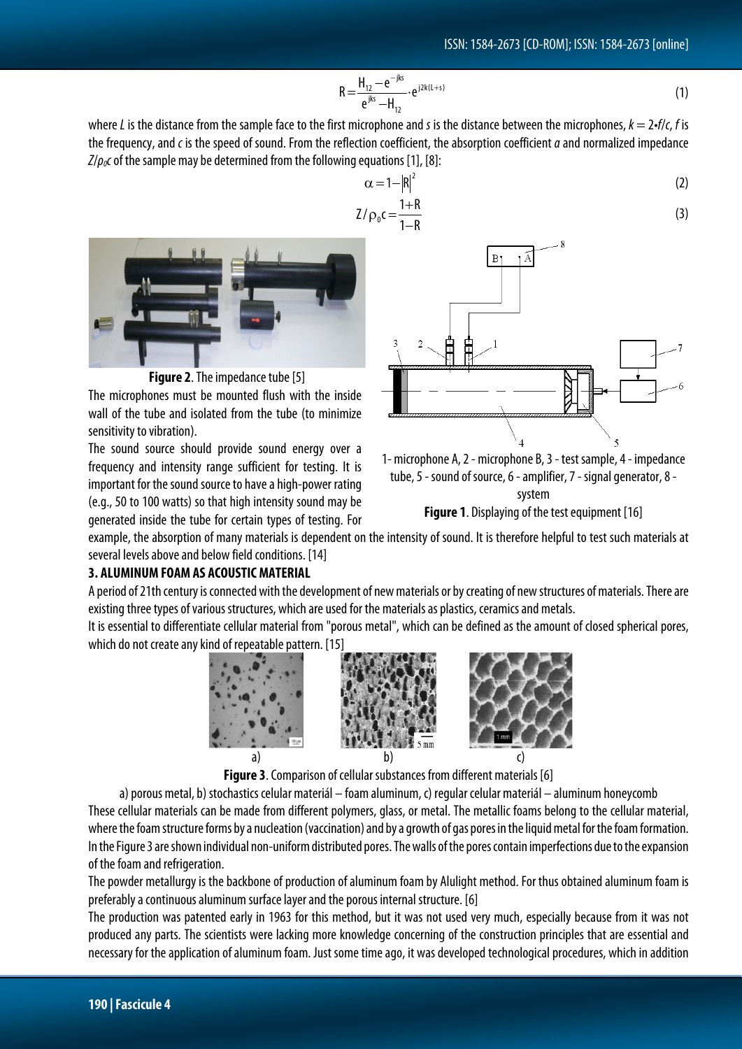$$R = \frac{H_{12} - e^{-jks}}{e^{jks} - H_{12}} \cdot e^{j2k(L+s)} \quad (1)$$

where *L* is the distance from the sample face to the first microphone and *s* is the distance between the microphones, $k = 2 \cdot f/c$, *f* is the frequency, and *c* is the speed of sound. From the reflection coefficient, the absorption coefficient *a* and normalized impedance $Z/\rho_0 c$ of the sample may be determined from the following equations [1], [8]:

$$\alpha = 1 - |R|^2 \quad (2)$$

$$Z/\rho_0 c = \frac{1+R}{1-R} \quad (3)$$

**Figure 2**. The impedance tube [5]

1- microphone A, 2 - microphone B, 3 - test sample, 4 - impedance tube, 5 - sound of source, 6 - amplifier, 7 - signal generator, 8 - system

**Figure 1**. Displaying of the test equipment [16]

The microphones must be mounted flush with the inside wall of the tube and isolated from the tube (to minimize sensitivity to vibration).

The sound source should provide sound energy over a frequency and intensity range sufficient for testing. It is important for the sound source to have a high-power rating (e.g., 50 to 100 watts) so that high intensity sound may be generated inside the tube for certain types of testing. For example, the absorption of many materials is dependent on the intensity of sound. It is therefore helpful to test such materials at several levels above and below field conditions. [14]

## 3. ALUMINUM FOAM AS ACOUSTIC MATERIAL

A period of 21th century is connected with the development of new materials or by creating of new structures of materials. There are existing three types of various structures, which are used for the materials as plastics, ceramics and metals.

It is essential to differentiate cellular material from "porous metal", which can be defined as the amount of closed spherical pores, which do not create any kind of repeatable pattern. [15]

a) b) c)

**Figure 3**. Comparison of cellular substances from different materials [6]

a) porous metal, b) stochastics celular materiál – foam aluminum, c) regular celular materiál – aluminum honeycomb

These cellular materials can be made from different polymers, glass, or metal. The metallic foams belong to the cellular material, where the foam structure forms by a nucleation (vaccination) and by a growth of gas pores in the liquid metal for the foam formation. In the Figure 3 are shown individual non-uniform distributed pores. The walls of the pores contain imperfections due to the expansion of the foam and refrigeration.

The powder metallurgy is the backbone of production of aluminum foam by Alulight method. For thus obtained aluminum foam is preferably a continuous aluminum surface layer and the porous internal structure. [6]

The production was patented early in 1963 for this method, but it was not used very much, especially because from it was not produced any parts. The scientists were lacking more knowledge concerning of the construction principles that are essential and necessary for the application of aluminum foam. Just some time ago, it was developed technological procedures, which in addition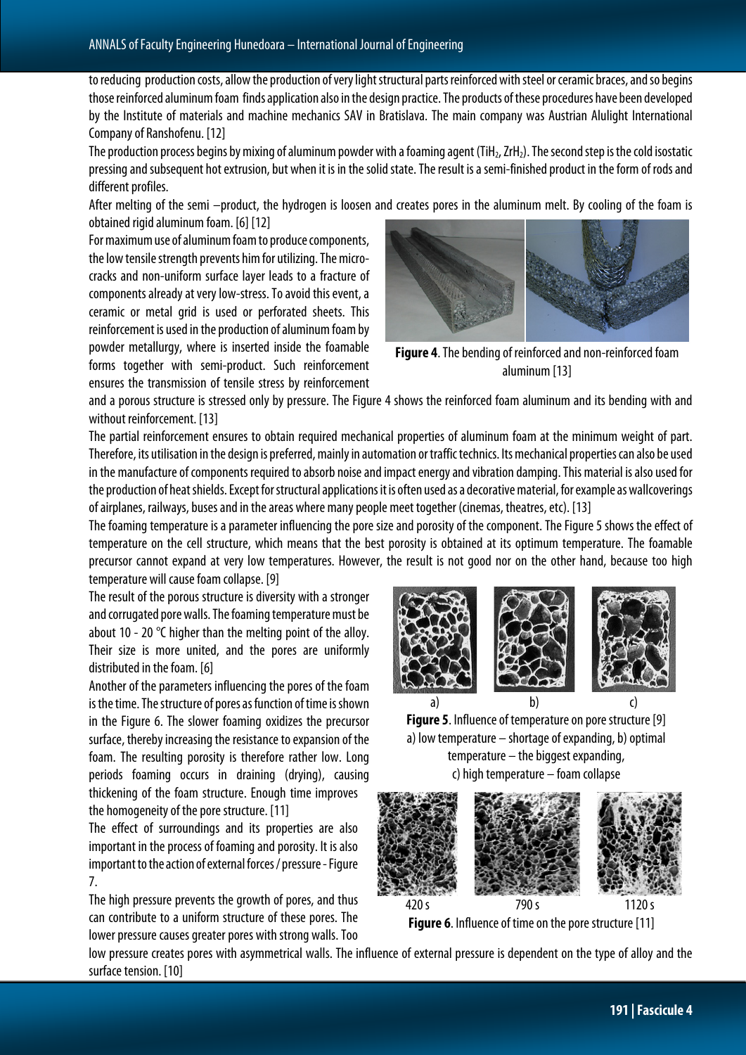to reducing production costs, allow the production of very light structural parts reinforced with steel or ceramic braces, and so begins those reinforced aluminum foam finds application also in the design practice. The products of these procedures have been developed by the Institute of materials and machine mechanics SAV in Bratislava. The main company was Austrian Alulight International Company of Ranshofenu. [12]

The production process begins by mixing of aluminum powder with a foaming agent ($TiH_2$, $ZrH_2$). The second step is the cold isostatic pressing and subsequent hot extrusion, but when it is in the solid state. The result is a semi-finished product in the form of rods and different profiles.

After melting of the semi –product, the hydrogen is loosen and creates pores in the aluminum melt. By cooling of the foam is obtained rigid aluminum foam. [6] [12]

For maximum use of aluminum foam to produce components, the low tensile strength prevents him for utilizing. The micro-cracks and non-uniform surface layer leads to a fracture of components already at very low-stress. To avoid this event, a ceramic or metal grid is used or perforated sheets. This reinforcement is used in the production of aluminum foam by powder metallurgy, where is inserted inside the foamable forms together with semi-product. Such reinforcement ensures the transmission of tensile stress by reinforcement and a porous structure is stressed only by pressure. The Figure 4 shows the reinforced foam aluminum and its bending with and without reinforcement. [13]

**Figure 4**. The bending of reinforced and non-reinforced foam aluminum [13]

The partial reinforcement ensures to obtain required mechanical properties of aluminum foam at the minimum weight of part. Therefore, its utilisation in the design is preferred, mainly in automation or traffic technics. Its mechanical properties can also be used in the manufacture of components required to absorb noise and impact energy and vibration damping. This material is also used for the production of heat shields. Except for structural applications it is often used as a decorative material, for example as wallcoverings of airplanes, railways, buses and in the areas where many people meet together (cinemas, theatres, etc). [13]

The foaming temperature is a parameter influencing the pore size and porosity of the component. The Figure 5 shows the effect of temperature on the cell structure, which means that the best porosity is obtained at its optimum temperature. The foamable precursor cannot expand at very low temperatures. However, the result is not good nor on the other hand, because too high temperature will cause foam collapse. [9]

The result of the porous structure is diversity with a stronger and corrugated pore walls. The foaming temperature must be about 10 - 20 °C higher than the melting point of the alloy. Their size is more united, and the pores are uniformly distributed in the foam. [6]

a) b) c)

**Figure 5**. Influence of temperature on pore structure [9]
a) low temperature – shortage of expanding, b) optimal temperature – the biggest expanding,
c) high temperature – foam collapse

Another of the parameters influencing the pores of the foam is the time. The structure of pores as function of time is shown in the Figure 6. The slower foaming oxidizes the precursor surface, thereby increasing the resistance to expansion of the foam. The resulting porosity is therefore rather low. Long periods foaming occurs in draining (drying), causing thickening of the foam structure. Enough time improves the homogeneity of the pore structure. [11]

420 s 790 s 1120 s

**Figure 6**. Influence of time on the pore structure [11]

The effect of surroundings and its properties are also important in the process of foaming and porosity. It is also important to the action of external forces / pressure - Figure 7.

The high pressure prevents the growth of pores, and thus can contribute to a uniform structure of these pores. The lower pressure causes greater pores with strong walls. Too low pressure creates pores with asymmetrical walls. The influence of external pressure is dependent on the type of alloy and the surface tension. [10]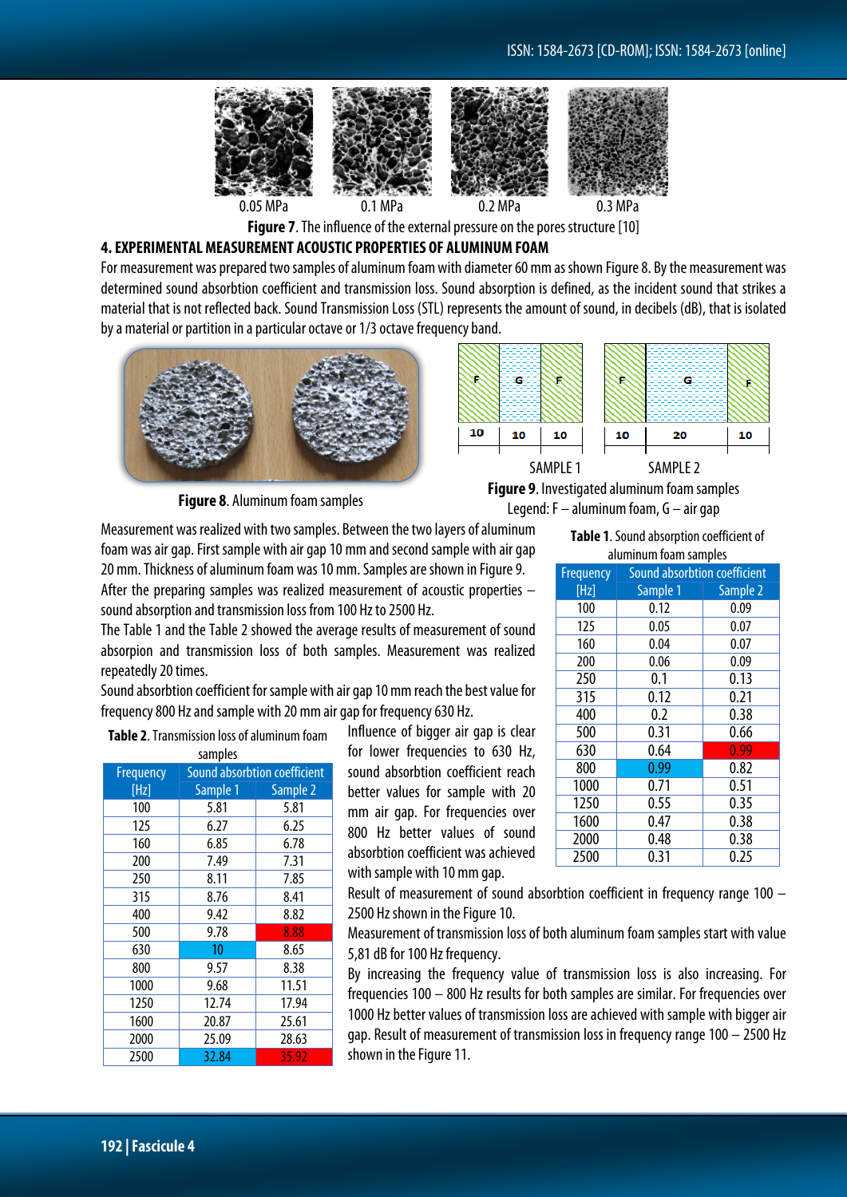0.05 MPa 0.1 MPa 0.2 MPa 0.3 MPa

**Figure 7**. The influence of the external pressure on the pores structure [10]

## 4. EXPERIMENTAL MEASUREMENT ACOUSTIC PROPERTIES OF ALUMINUM FOAM

For measurement was prepared two samples of aluminum foam with diameter 60 mm as shown Figure 8. By the measurement was determined sound absorbtion coefficient and transmission loss. Sound absorption is defined, as the incident sound that strikes a material that is not reflected back. Sound Transmission Loss (STL) represents the amount of sound, in decibels (dB), that is isolated by a material or partition in a particular octave or 1/3 octave frequency band.

**Figure 8**. Aluminum foam samples

F G F F G F

10 10 10 10 20 10

SAMPLE 1 SAMPLE 2

**Figure 9**. Investigated aluminum foam samples
Legend: F – aluminum foam, G – air gap

Measurement was realized with two samples. Between the two layers of aluminum foam was air gap. First sample with air gap 10 mm and second sample with air gap 20 mm. Thickness of aluminum foam was 10 mm. Samples are shown in Figure 9.

After the preparing samples was realized measurement of acoustic properties – sound absorbtion and transmission loss from 100 Hz to 2500 Hz.

The Table 1 and the Table 2 showed the average results of measurement of sound absorpion and transmission loss of both samples. Measurement was realized repeatedly 20 times.

Sound absorbtion coefficient for sample with air gap 10 mm reach the best value for frequency 800 Hz and sample with 20 mm air gap for frequency 630 Hz.

**Table 1**. Sound absorption coefficient of aluminum foam samples

| Frequency | Sound absorbtion coefficient | |
|---|---|---|
| [Hz] | Sample 1 | Sample 2 |
| 100 | 0.12 | 0.09 |
| 125 | 0.05 | 0.07 |
| 160 | 0.04 | 0.07 |
| 200 | 0.06 | 0.09 |
| 250 | 0.1 | 0.13 |
| 315 | 0.12 | 0.21 |
| 400 | 0.2 | 0.38 |
| 500 | 0.31 | 0.66 |
| 630 | 0.64 | 0.99 |
| 800 | 0.99 | 0.82 |
| 1000 | 0.71 | 0.51 |
| 1250 | 0.55 | 0.35 |
| 1600 | 0.47 | 0.38 |
| 2000 | 0.48 | 0.38 |
| 2500 | 0.31 | 0.25 |

**Table 2**. Transmission loss of aluminum foam samples

| Frequency | Sound absorbtion coefficient | |
|---|---|---|
| [Hz] | Sample 1 | Sample 2 |
| 100 | 5.81 | 5.81 |
| 125 | 6.27 | 6.25 |
| 160 | 6.85 | 6.78 |
| 200 | 7.49 | 7.31 |
| 250 | 8.11 | 7.85 |
| 315 | 8.76 | 8.41 |
| 400 | 9.42 | 8.82 |
| 500 | 9.78 | 8.88 |
| 630 | 10 | 8.65 |
| 800 | 9.57 | 8.38 |
| 1000 | 9.68 | 11.51 |
| 1250 | 12.74 | 17.94 |
| 1600 | 20.87 | 25.61 |
| 2000 | 25.09 | 28.63 |
| 2500 | 32.84 | 35.92 |

Influence of bigger air gap is clear for lower frequencies to 630 Hz, sound absorbtion coefficient reach better values for sample with 20 mm air gap. For frequencies over 800 Hz better values of sound absorbtion coefficient was achieved with sample with 10 mm gap.

Result of measurement of sound absorbtion coefficient in frequency range 100 – 2500 Hz shown in the Figure 10.

Measurement of transmission loss of both aluminum foam samples start with value 5,81 dB for 100 Hz frequency.

By increasing the frequency value of transmission loss is also increasing. For frequencies 100 – 800 Hz results for both samples are similar. For frequencies over 1000 Hz better values of transmission loss are achieved with sample with bigger air gap. Result of measurement of transmission loss in frequency range 100 – 2500 Hz shown in the Figure 11.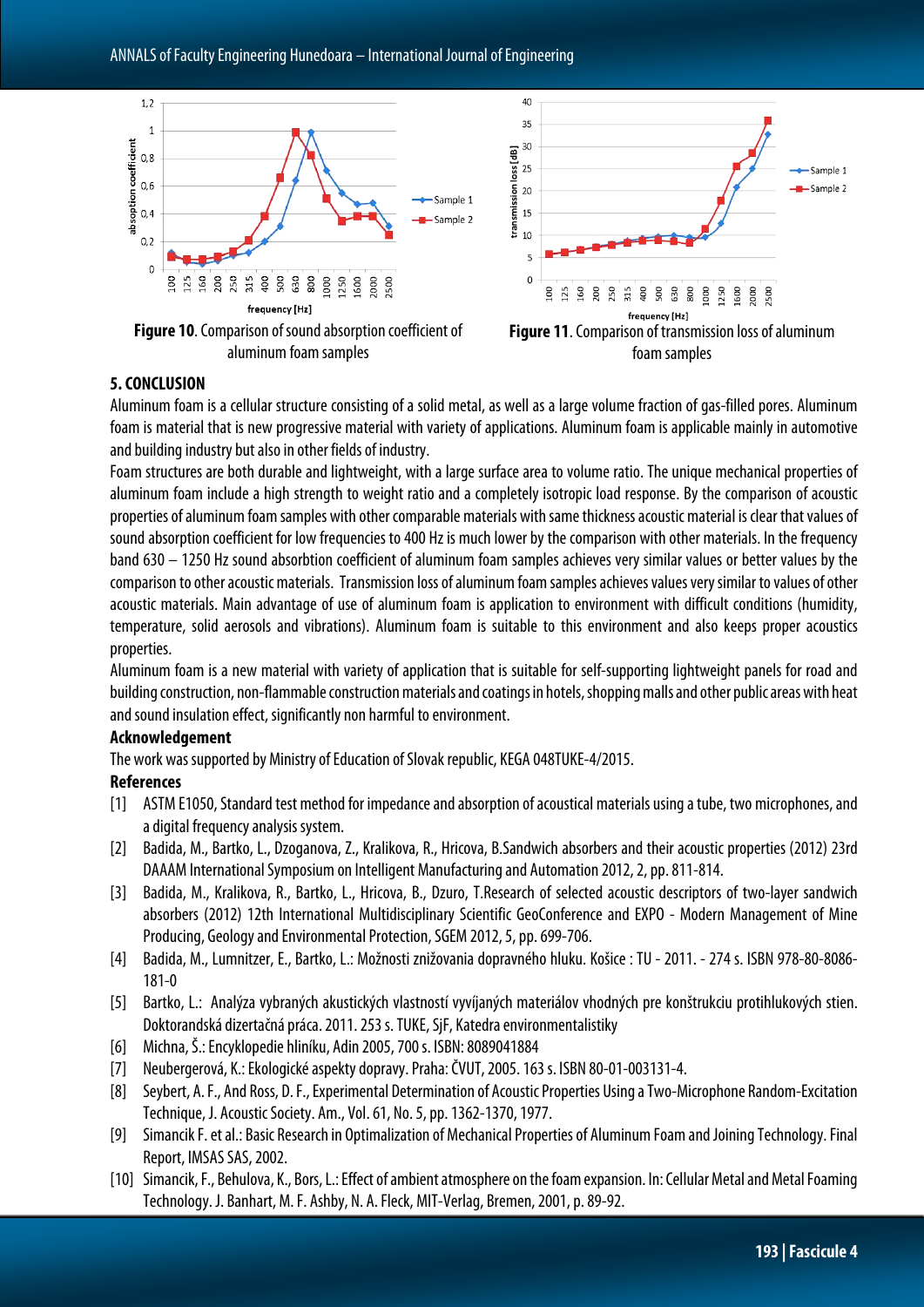Figure 10. Comparison of sound absorption coefficient of aluminum foam samples

Figure 11. Comparison of transmission loss of aluminum foam samples

## 5. CONCLUSION

Aluminum foam is a cellular structure consisting of a solid metal, as well as a large volume fraction of gas-filled pores. Aluminum foam is material that is new progressive material with variety of applications. Aluminum foam is applicable mainly in automotive and building industry but also in other fields of industry.

Foam structures are both durable and lightweight, with a large surface area to volume ratio. The unique mechanical properties of aluminum foam include a high strength to weight ratio and a completely isotropic load response. By the comparison of acoustic properties of aluminum foam samples with other comparable materials with same thickness acoustic material is clear that values of sound absorption coefficient for low frequencies to 400 Hz is much lower by the comparison with other materials. In the frequency band 630 – 1250 Hz sound absorbtion coefficient of aluminum foam samples achieves very similar values or better values by the comparison to other acoustic materials. Transmission loss of aluminum foam samples achieves values very similar to values of other acoustic materials. Main advantage of use of aluminum foam is application to environment with difficult conditions (humidity, temperature, solid aerosols and vibrations). Aluminum foam is suitable to this environment and also keeps proper acoustics properties.

Aluminum foam is a new material with variety of application that is suitable for self-supporting lightweight panels for road and building construction, non-flammable construction materials and coatings in hotels, shopping malls and other public areas with heat and sound insulation effect, significantly non harmful to environment.

### Acknowledgement

The work was supported by Ministry of Education of Slovak republic, KEGA 048TUKE-4/2015.

### References

[1] ASTM E1050, Standard test method for impedance and absorption of acoustical materials using a tube, two microphones, and a digital frequency analysis system.

[2] Badida, M., Bartko, L., Dzoganova, Z., Kralikova, R., Hricova, B.Sandwich absorbers and their acoustic properties (2012) 23rd DAAAM International Symposium on Intelligent Manufacturing and Automation 2012, 2, pp. 811-814.

[3] Badida, M., Kralikova, R., Bartko, L., Hricova, B., Dzuro, T.Research of selected acoustic descriptors of two-layer sandwich absorbers (2012) 12th International Multidisciplinary Scientific GeoConference and EXPO - Modern Management of Mine Producing, Geology and Environmental Protection, SGEM 2012, 5, pp. 699-706.

[4] Badida, M., Lumnitzer, E., Bartko, L.: Možnosti znižovania dopravného hluku. Košice : TU - 2011. - 274 s. ISBN 978-80-8086-181-0

[5] Bartko, L.: Analýza vybraných akustických vlastností vyvíjaných materiálov vhodných pre konštrukciu protihlukových stien. Doktorandská dizertačná práca. 2011. 253 s. TUKE, SjF, Katedra environmentalistiky

[6] Michna, Š.: Encyklopedie hliníku, Adin 2005, 700 s. ISBN: 8089041884

[7] Neubergerová, K.: Ekologické aspekty dopravy. Praha: ČVUT, 2005. 163 s. ISBN 80-01-003131-4.

[8] Seybert, A. F., And Ross, D. F., Experimental Determination of Acoustic Properties Using a Two-Microphone Random-Excitation Technique, J. Acoustic Society. Am., Vol. 61, No. 5, pp. 1362-1370, 1977.

[9] Simancik F. et al.: Basic Research in Optimalization of Mechanical Properties of Aluminum Foam and Joining Technology. Final Report, IMSAS SAS, 2002.

[10] Simancik, F., Behulova, K., Bors, L.: Effect of ambient atmosphere on the foam expansion. In: Cellular Metal and Metal Foaming Technology. J. Banhart, M. F. Ashby, N. A. Fleck, MIT-Verlag, Bremen, 2001, p. 89-92.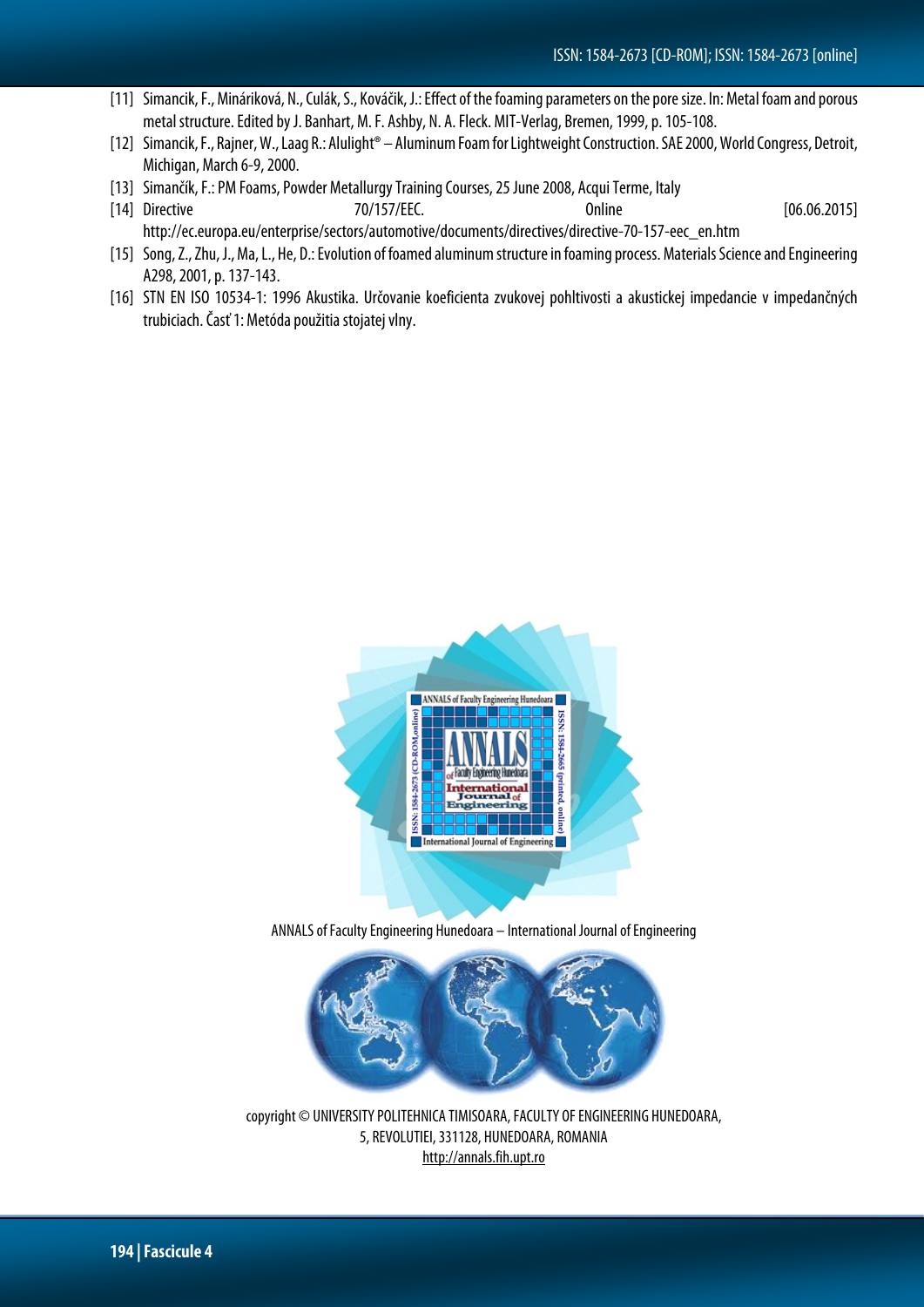[11] Simancik, F., Mináriková, N., Culák, S., Kováčik, J.: Effect of the foaming parameters on the pore size. In: Metal foam and porous metal structure. Edited by J. Banhart, M. F. Ashby, N. A. Fleck. MIT-Verlag, Bremen, 1999, p. 105-108.

[12] Simancik, F., Rajner, W., Laag R.: Alulight® – Aluminum Foam for Lightweight Construction. SAE 2000, World Congress, Detroit, Michigan, March 6-9, 2000.

[13] Simančík, F.: PM Foams, Powder Metallurgy Training Courses, 25 June 2008, Acqui Terme, Italy

[14] Directive 70/157/EEC. Online [06.06.2015] http://ec.europa.eu/enterprise/sectors/automotive/documents/directives/directive-70-157-eec_en.htm

[15] Song, Z., Zhu, J., Ma, L., He, D.: Evolution of foamed aluminum structure in foaming process. Materials Science and Engineering A298, 2001, p. 137-143.

[16] STN EN ISO 10534-1: 1996 Akustika. Určovanie koeficienta zvukovej pohltivosti a akustickej impedancie v impedančných trubiciach. Časť 1: Metóda použitia stojatej vlny.

ANNALS of Faculty Engineering Hunedoara – International Journal of Engineering

copyright © UNIVERSITY POLITEHNICA TIMISOARA, FACULTY OF ENGINEERING HUNEDOARA,
5, REVOLUTIEI, 331128, HUNEDOARA, ROMANIA
http://annals.fih.upt.ro